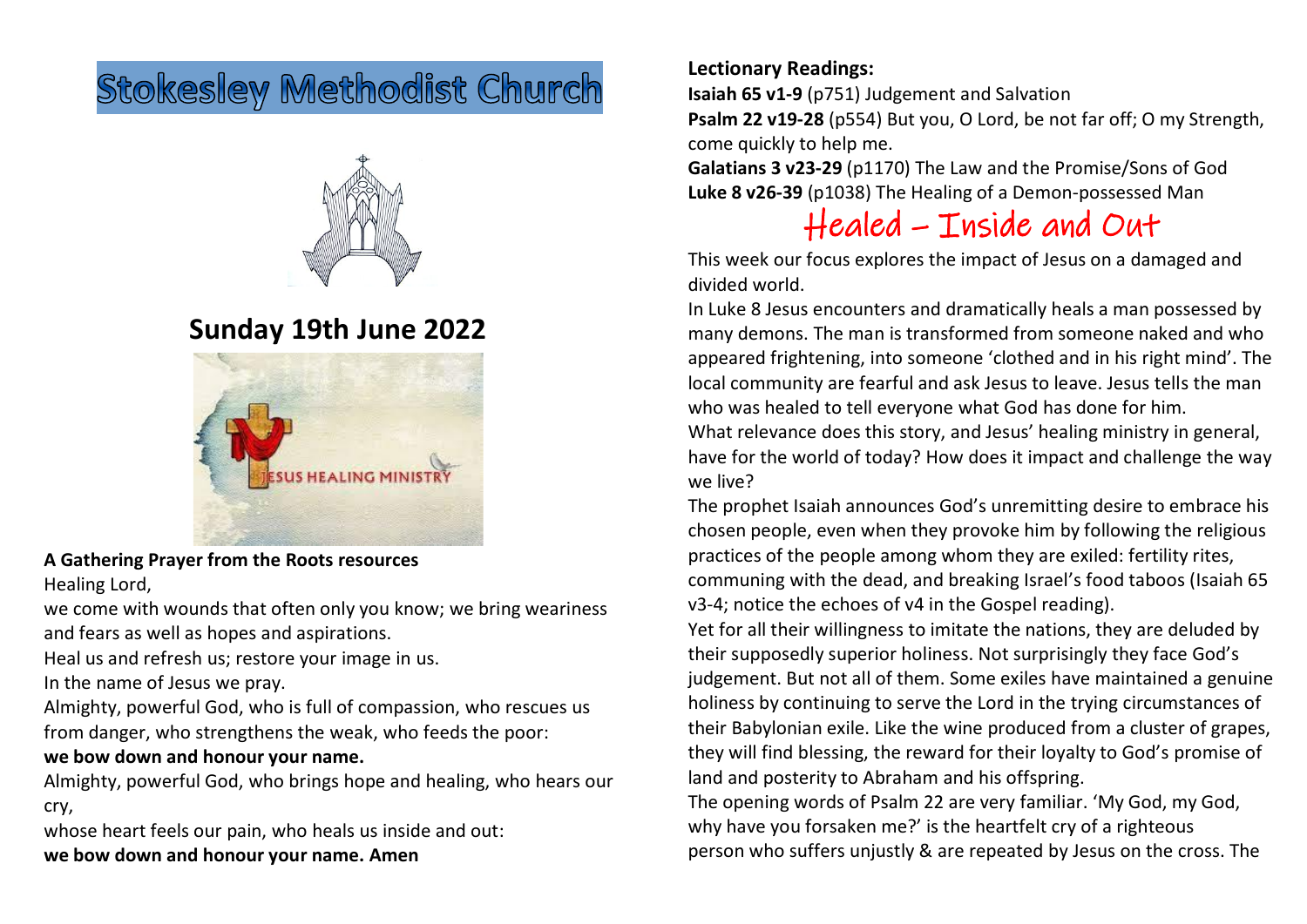# Stokesley Methodist Church

## Sunday 19th June 2022

**A Gathering Prayer from the Roots resources**

Healing Lord,

we come with wounds that often only you know; we bring weariness and fears as well as hopes and aspirations.

Heal us and refresh us; restore your image in us.

In the name of Jesus we pray.

Almighty, powerful God, who is full of compassion, who rescues us from danger, who strengthens the weak, who feeds the poor:

**we bow down and honour your name.**

Almighty, powerful God, who brings hope and healing, who hears our cry,

whose heart feels our pain, who heals us inside and out:

**we bow down and honour your name. Amen**

**Lectionary Readings:**

**Isaiah 65 v1-9** (p751) Judgement and Salvation

**Psalm 22 v19-28** (p554) But you, O Lord, be not far off; O my Strength, come quickly to help me.

**Galatians 3 v23-29** (p1170) The Law and the Promise/Sons of God

**Luke 8 v26-39** (p1038) The Healing of a Demon-possessed Man

## Healed – Inside and Out

This week our focus explores the impact of Jesus on a damaged and divided world.

In Luke 8 Jesus encounters and dramatically heals a man possessed by many demons. The man is transformed from someone naked and who appeared frightening, into someone 'clothed and in his right mind'. The local community are fearful and ask Jesus to leave. Jesus tells the man who was healed to tell everyone what God has done for him.

What relevance does this story, and Jesus' healing ministry in general, have for the world of today? How does it impact and challenge the way we live?

The prophet Isaiah announces God's unremitting desire to embrace his chosen people, even when they provoke him by following the religious practices of the people among whom they are exiled: fertility rites, communing with the dead, and breaking Israel's food taboos (Isaiah 65 v3-4; notice the echoes of v4 in the Gospel reading).

Yet for all their willingness to imitate the nations, they are deluded by their supposedly superior holiness. Not surprisingly they face God's judgement. But not all of them. Some exiles have maintained a genuine holiness by continuing to serve the Lord in the trying circumstances of their Babylonian exile. Like the wine produced from a cluster of grapes, they will find blessing, the reward for their loyalty to God's promise of land and posterity to Abraham and his offspring.

The opening words of Psalm 22 are very familiar. 'My God, my God, why have you forsaken me?' is the heartfelt cry of a righteous person who suffers unjustly & are repeated by Jesus on the cross. The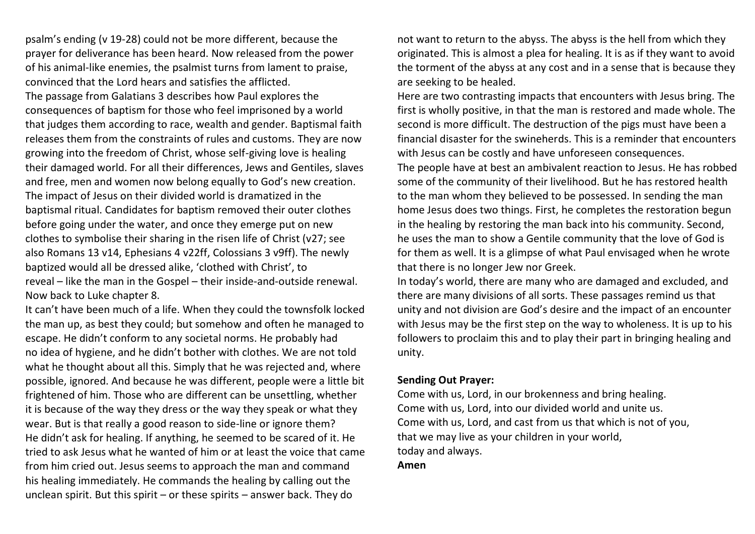psalm's ending (v 19-28) could not be more different, because the prayer for deliverance has been heard. Now released from the power of his animal-like enemies, the psalmist turns from lament to praise, convinced that the Lord hears and satisfies the afflicted.

The passage from Galatians 3 describes how Paul explores the consequences of baptism for those who feel imprisoned by a world that judges them according to race, wealth and gender. Baptismal faith releases them from the constraints of rules and customs. They are now growing into the freedom of Christ, whose self-giving love is healing their damaged world. For all their differences, Jews and Gentiles, slaves and free, men and women now belong equally to God's new creation. The impact of Jesus on their divided world is dramatized in the baptismal ritual. Candidates for baptism removed their outer clothes before going under the water, and once they emerge put on new clothes to symbolise their sharing in the risen life of Christ (v27; see also Romans 13 v14, Ephesians 4 v22ff, Colossians 3 v9ff). The newly baptized would all be dressed alike, 'clothed with Christ', to reveal – like the man in the Gospel – their inside-and-outside renewal. Now back to Luke chapter 8.

It can't have been much of a life. When they could the townsfolk locked the man up, as best they could; but somehow and often he managed to escape. He didn't conform to any societal norms. He probably had no idea of hygiene, and he didn't bother with clothes. We are not told what he thought about all this. Simply that he was rejected and, where possible, ignored. And because he was different, people were a little bit frightened of him. Those who are different can be unsettling, whether it is because of the way they dress or the way they speak or what they wear. But is that really a good reason to side-line or ignore them?

He didn't ask for healing. If anything, he seemed to be scared of it. He tried to ask Jesus what he wanted of him or at least the voice that came from him cried out. Jesus seems to approach the man and command his healing immediately. He commands the healing by calling out the unclean spirit. But this spirit – or these spirits – answer back. They do not want to return to the abyss. The abyss is the hell from which they originated. This is almost a plea for healing. It is as if they want to avoid the torment of the abyss at any cost and in a sense that is because they are seeking to be healed.

Here are two contrasting impacts that encounters with Jesus bring. The first is wholly positive, in that the man is restored and made whole. The second is more difficult. The destruction of the pigs must have been a financial disaster for the swineherds. This is a reminder that encounters with Jesus can be costly and have unforeseen consequences.

The people have at best an ambivalent reaction to Jesus. He has robbed some of the community of their livelihood. But he has restored health to the man whom they believed to be possessed. In sending the man home Jesus does two things. First, he completes the restoration begun in the healing by restoring the man back into his community. Second, he uses the man to show a Gentile community that the love of God is for them as well. It is a glimpse of what Paul envisaged when he wrote that there is no longer Jew nor Greek.

In today's world, there are many who are damaged and excluded, and there are many divisions of all sorts. These passages remind us that unity and not division are God's desire and the impact of an encounter with Jesus may be the first step on the way to wholeness. It is up to his followers to proclaim this and to play their part in bringing healing and unity.

**Sending Out Prayer:**

Come with us, Lord, in our brokenness and bring healing.
Come with us, Lord, into our divided world and unite us.
Come with us, Lord, and cast from us that which is not of you,
that we may live as your children in your world,
today and always.
**Amen**